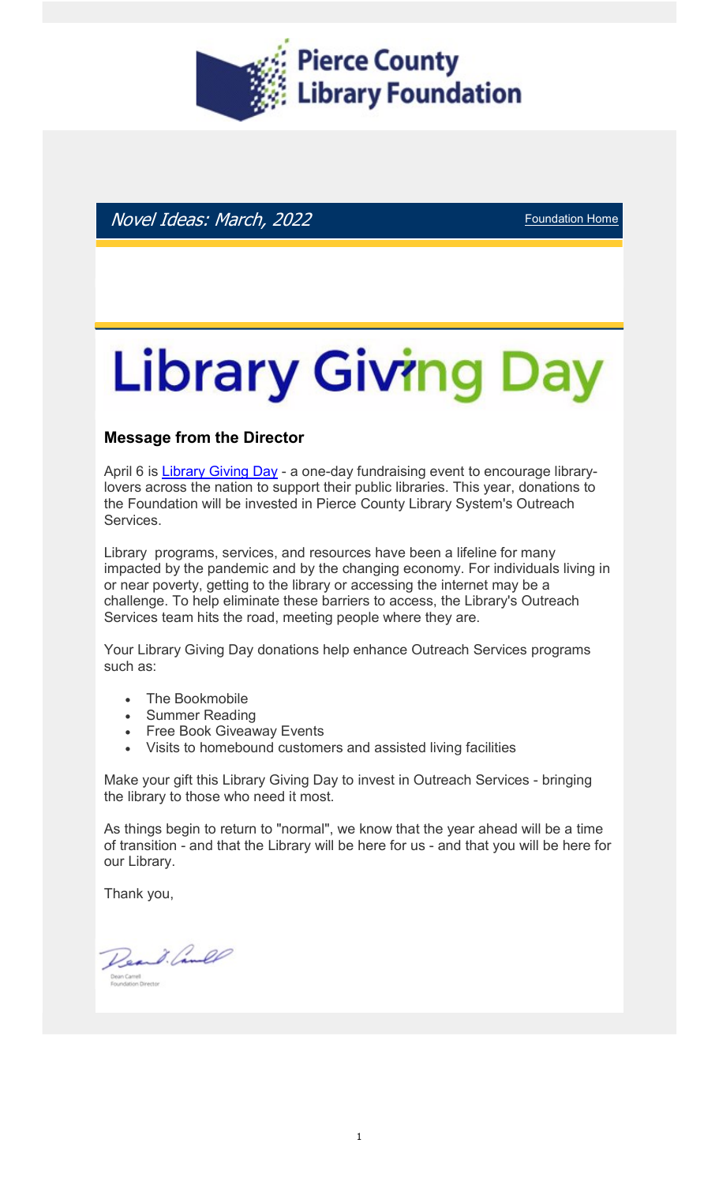# Pierce County Library Foundation

*Novel Ideas: March, 2022* [Foundation Home]

# Library Giving Day

### Message from the Director

April 6 is [Library Giving Day] - a one-day fundraising event to encourage library-lovers across the nation to support their public libraries. This year, donations to the Foundation will be invested in Pierce County Library System's Outreach Services.

Library programs, services, and resources have been a lifeline for many impacted by the pandemic and by the changing economy. For individuals living in or near poverty, getting to the library or accessing the internet may be a challenge. To help eliminate these barriers to access, the Library's Outreach Services team hits the road, meeting people where they are.

Your Library Giving Day donations help enhance Outreach Services programs such as:

- The Bookmobile
- Summer Reading
- Free Book Giveaway Events
- Visits to homebound customers and assisted living facilities

Make your gift this Library Giving Day to invest in Outreach Services - bringing the library to those who need it most.

As things begin to return to "normal", we know that the year ahead will be a time of transition - and that the Library will be here for us - and that you will be here for our Library.

Thank you,

Dean Carrell
Foundation Director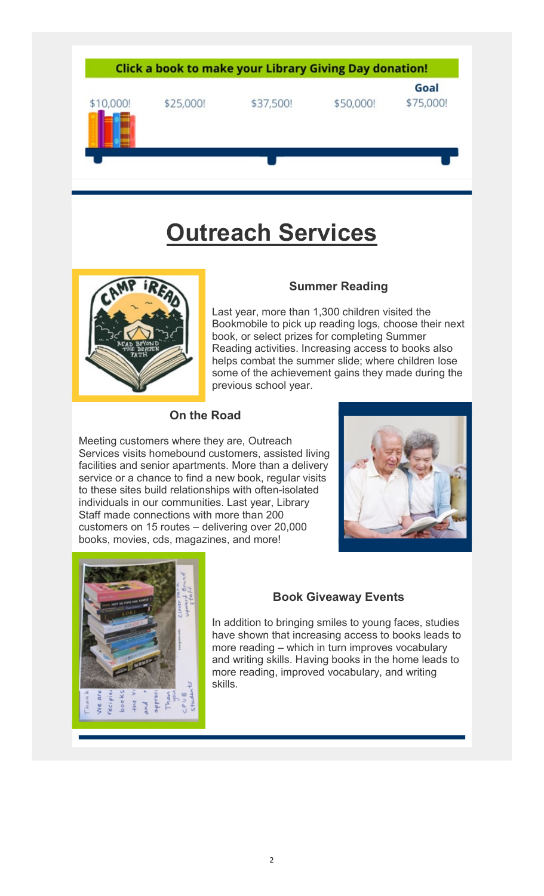**Click a book to make your Library Giving Day donation!**

$10,000! $25,000! $37,500! $50,000! **Goal** $75,000!

# Outreach Services

### Summer Reading

Last year, more than 1,300 children visited the Bookmobile to pick up reading logs, choose their next book, or select prizes for completing Summer Reading activities. Increasing access to books also helps combat the summer slide; where children lose some of the achievement gains they made during the previous school year.

### On the Road

Meeting customers where they are, Outreach Services visits homebound customers, assisted living facilities and senior apartments. More than a delivery service or a chance to find a new book, regular visits to these sites build relationships with often-isolated individuals in our communities. Last year, Library Staff made connections with more than 200 customers on 15 routes – delivering over 20,000 books, movies, cds, magazines, and more!

### Book Giveaway Events

In addition to bringing smiles to young faces, studies have shown that increasing access to books leads to more reading – which in turn improves vocabulary and writing skills. Having books in the home leads to more reading, improved vocabulary, and writing skills.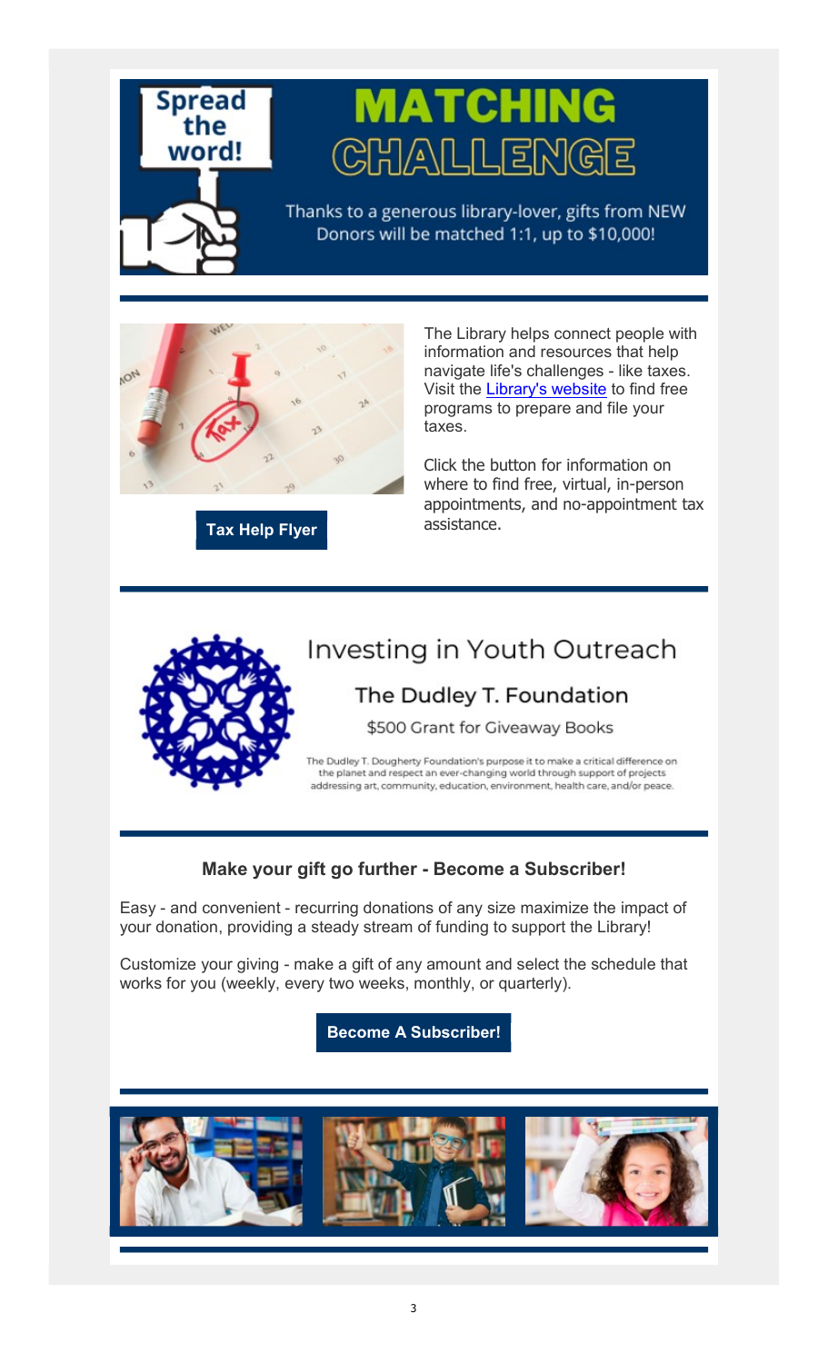Spread the word!

# MATCHING CHALLENGE

Thanks to a generous library-lover, gifts from NEW Donors will be matched 1:1, up to $10,000!

---

The Library helps connect people with information and resources that help navigate life's challenges - like taxes. Visit the [Library's website](#) to find free programs to prepare and file your taxes.

Click the button for information on where to find free, virtual, in-person appointments, and no-appointment tax assistance.

**Tax Help Flyer**

---

## Investing in Youth Outreach

### The Dudley T. Foundation

$500 Grant for Giveaway Books

The Dudley T. Dougherty Foundation's purpose it to make a critical difference on the planet and respect an ever-changing world through support of projects addressing art, community, education, environment, health care, and/or peace.

---

### Make your gift go further - Become a Subscriber!

Easy - and convenient - recurring donations of any size maximize the impact of your donation, providing a steady stream of funding to support the Library!

Customize your giving - make a gift of any amount and select the schedule that works for you (weekly, every two weeks, monthly, or quarterly).

**Become A Subscriber!**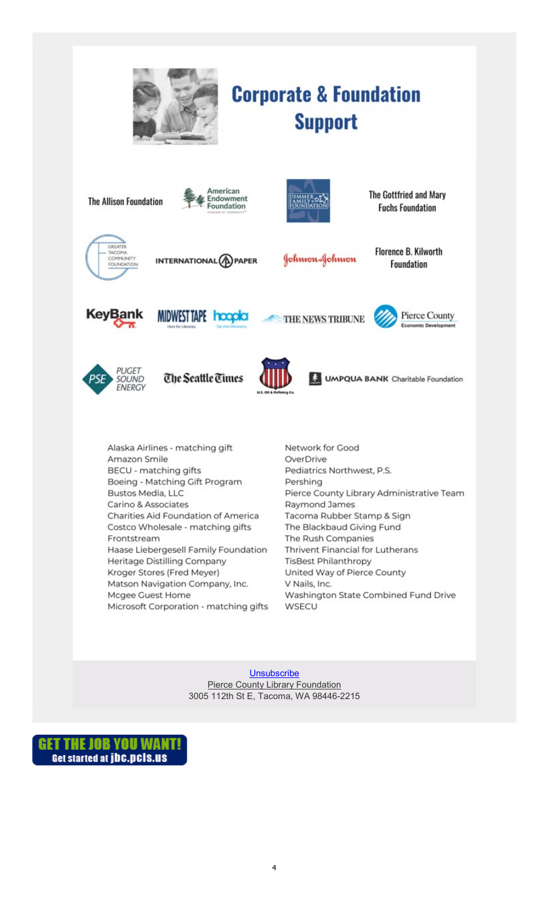# Corporate & Foundation Support

The Allison Foundation

American Endowment Foundation

Dimmer Family Foundation

The Gottfried and Mary Fuchs Foundation

Greater Tacoma Community Foundation

International Paper

Johnson & Johnson

Florence B. Kilworth Foundation

KeyBank

Midwest Tape

hoopla

The News Tribune

Pierce County Economic Development

Puget Sound Energy

The Seattle Times

U.S. Oil & Refining Co.

Umpqua Bank Charitable Foundation

- Alaska Airlines - matching gift
- Amazon Smile
- BECU - matching gifts
- Boeing - Matching Gift Program
- Bustos Media, LLC
- Carino & Associates
- Charities Aid Foundation of America
- Costco Wholesale - matching gifts
- Frontstream
- Haase Liebergesell Family Foundation
- Heritage Distilling Company
- Kroger Stores (Fred Meyer)
- Matson Navigation Company, Inc.
- Mcgee Guest Home
- Microsoft Corporation - matching gifts
- Network for Good
- OverDrive
- Pediatrics Northwest, P.S.
- Pershing
- Pierce County Library Administrative Team
- Raymond James
- Tacoma Rubber Stamp & Sign
- The Blackbaud Giving Fund
- The Rush Companies
- Thrivent Financial for Lutherans
- TisBest Philanthropy
- United Way of Pierce County
- V Nails, Inc.
- Washington State Combined Fund Drive
- WSECU

Unsubscribe

Pierce County Library Foundation

3005 112th St E, Tacoma, WA 98446-2215

GET THE JOB YOU WANT! Get started at jbc.pcls.us